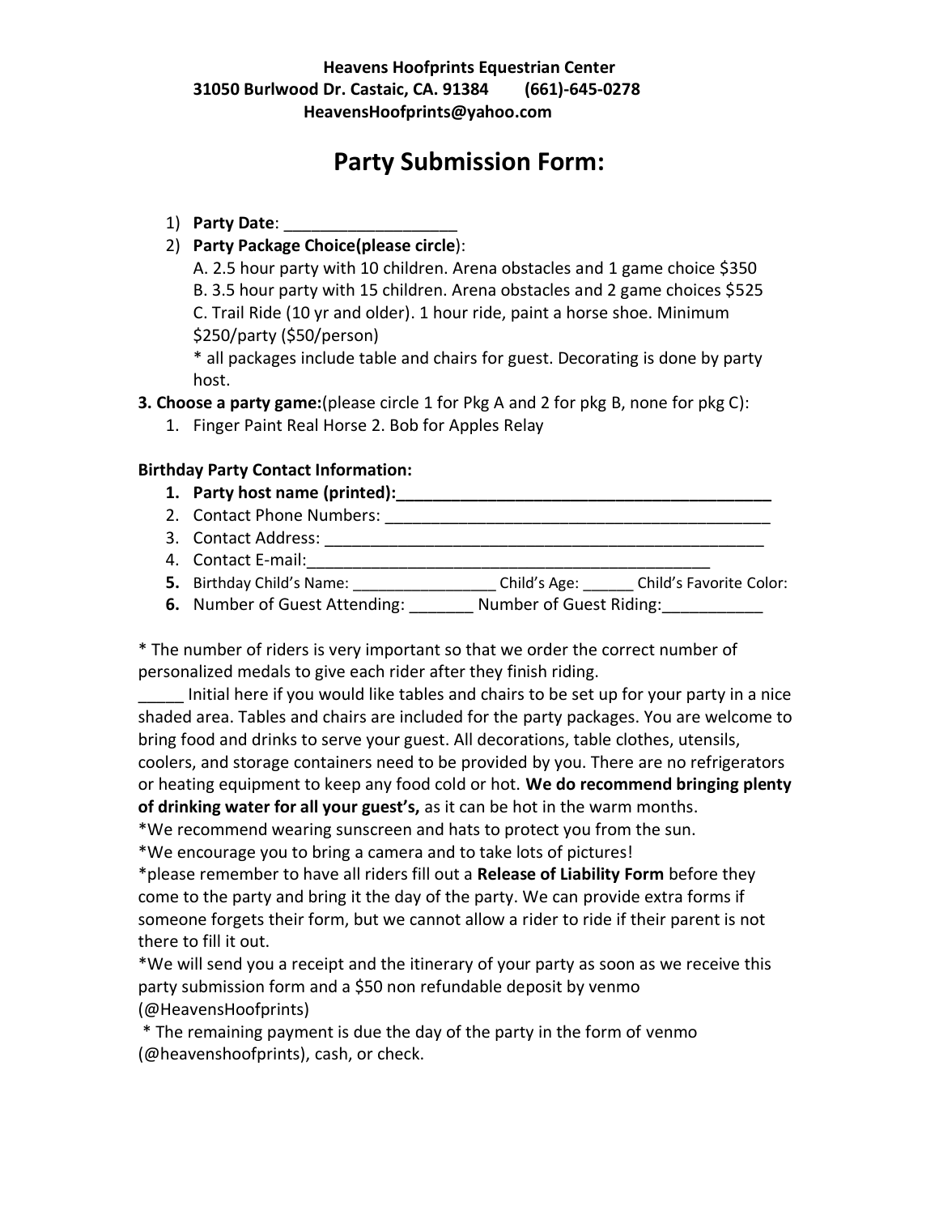**Heavens Hoofprints Equestrian Center**
**31050 Burlwood Dr. Castaic, CA. 91384 (661)-645-0278**
**HeavensHoofprints@yahoo.com**

# Party Submission Form:

1) **Party Date**: ___________________
2) **Party Package Choice(please circle)**:
   A. 2.5 hour party with 10 children. Arena obstacles and 1 game choice $350
   B. 3.5 hour party with 15 children. Arena obstacles and 2 game choices $525
   C. Trail Ride (10 yr and older). 1 hour ride, paint a horse shoe. Minimum $250/party ($50/person)
   * all packages include table and chairs for guest. Decorating is done by party host.

**3. Choose a party game:**(please circle 1 for Pkg A and 2 for pkg B, none for pkg C):

1. Finger Paint Real Horse 2. Bob for Apples Relay

**Birthday Party Contact Information:**

1. **Party host name (printed):__________________________________________**
2. Contact Phone Numbers: ___________________________________________
3. Contact Address: _________________________________________________
4. Contact E-mail:_______________________________________________
5. Birthday Child's Name: ________________ Child's Age: ______ Child's Favorite Color:
6. Number of Guest Attending: _______ Number of Guest Riding:___________

* The number of riders is very important so that we order the correct number of personalized medals to give each rider after they finish riding.

_____ Initial here if you would like tables and chairs to be set up for your party in a nice shaded area. Tables and chairs are included for the party packages. You are welcome to bring food and drinks to serve your guest. All decorations, table clothes, utensils, coolers, and storage containers need to be provided by you. There are no refrigerators or heating equipment to keep any food cold or hot. **We do recommend bringing plenty of drinking water for all your guest's,** as it can be hot in the warm months.

*We recommend wearing sunscreen and hats to protect you from the sun.

*We encourage you to bring a camera and to take lots of pictures!

*please remember to have all riders fill out a **Release of Liability Form** before they come to the party and bring it the day of the party. We can provide extra forms if someone forgets their form, but we cannot allow a rider to ride if their parent is not there to fill it out.

*We will send you a receipt and the itinerary of your party as soon as we receive this party submission form and a $50 non refundable deposit by venmo (@HeavensHoofprints)

* The remaining payment is due the day of the party in the form of venmo (@heavenshoofprints), cash, or check.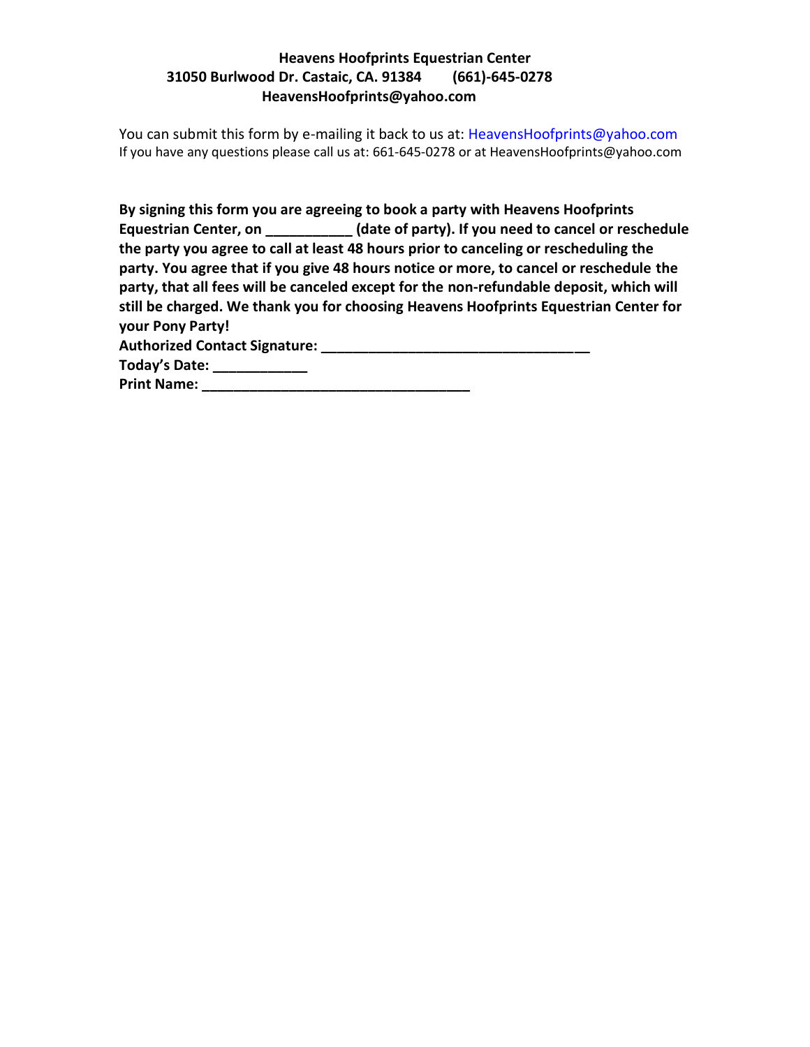**Heavens Hoofprints Equestrian Center**
**31050 Burlwood Dr. Castaic, CA. 91384 (661)-645-0278**
**HeavensHoofprints@yahoo.com**

You can submit this form by e-mailing it back to us at: HeavensHoofprints@yahoo.com
If you have any questions please call us at: 661-645-0278 or at HeavensHoofprints@yahoo.com

**By signing this form you are agreeing to book a party with Heavens Hoofprints Equestrian Center, on ___________ (date of party). If you need to cancel or reschedule the party you agree to call at least 48 hours prior to canceling or rescheduling the party. You agree that if you give 48 hours notice or more, to cancel or reschedule the party, that all fees will be canceled except for the non-refundable deposit, which will still be charged. We thank you for choosing Heavens Hoofprints Equestrian Center for your Pony Party!**

**Authorized Contact Signature: ___________________________________**

**Today's Date: ____________**

**Print Name: ___________________________________**